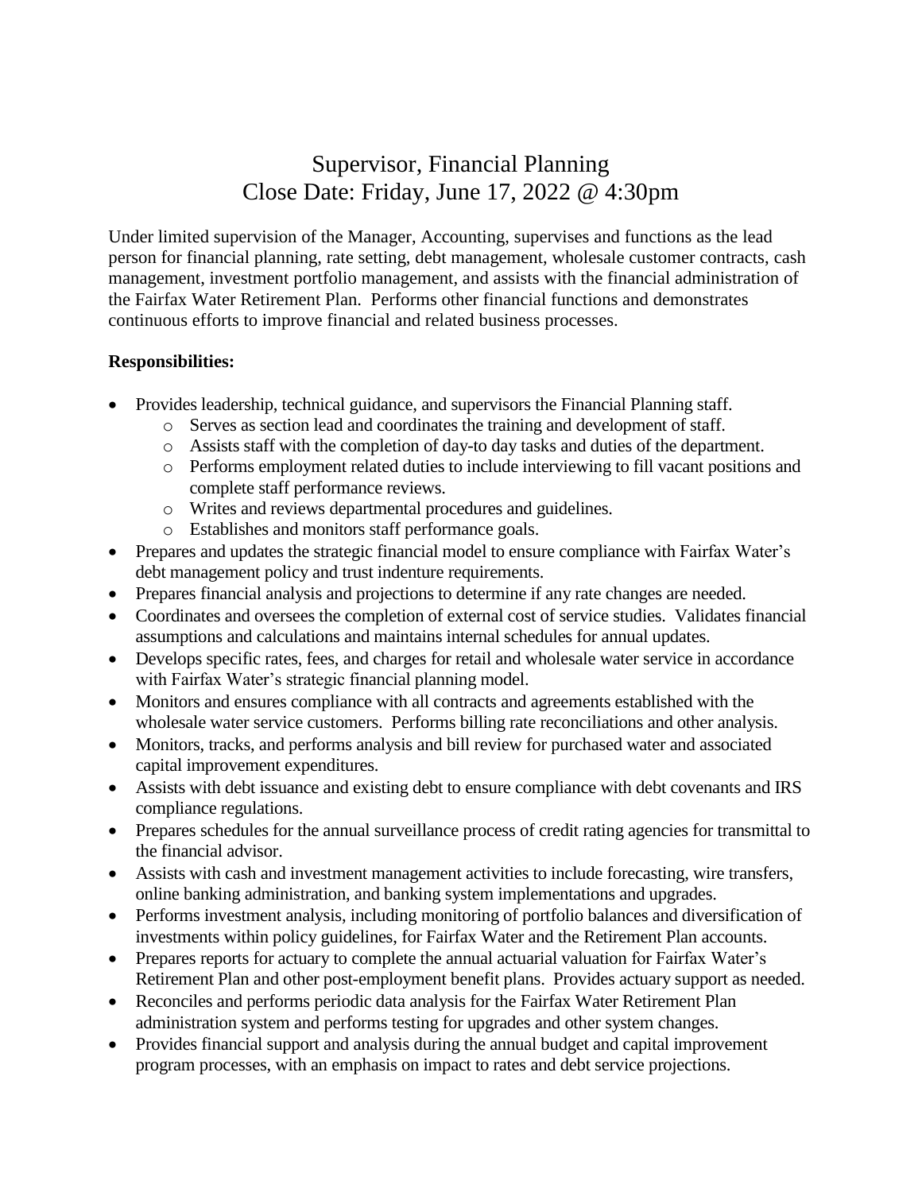# Supervisor, Financial Planning
# Close Date: Friday, June 17, 2022 @ 4:30pm

Under limited supervision of the Manager, Accounting, supervises and functions as the lead person for financial planning, rate setting, debt management, wholesale customer contracts, cash management, investment portfolio management, and assists with the financial administration of the Fairfax Water Retirement Plan. Performs other financial functions and demonstrates continuous efforts to improve financial and related business processes.

**Responsibilities:**

- Provides leadership, technical guidance, and supervisors the Financial Planning staff.
    - Serves as section lead and coordinates the training and development of staff.
    - Assists staff with the completion of day-to day tasks and duties of the department.
    - Performs employment related duties to include interviewing to fill vacant positions and complete staff performance reviews.
    - Writes and reviews departmental procedures and guidelines.
    - Establishes and monitors staff performance goals.
- Prepares and updates the strategic financial model to ensure compliance with Fairfax Water's debt management policy and trust indenture requirements.
- Prepares financial analysis and projections to determine if any rate changes are needed.
- Coordinates and oversees the completion of external cost of service studies. Validates financial assumptions and calculations and maintains internal schedules for annual updates.
- Develops specific rates, fees, and charges for retail and wholesale water service in accordance with Fairfax Water's strategic financial planning model.
- Monitors and ensures compliance with all contracts and agreements established with the wholesale water service customers. Performs billing rate reconciliations and other analysis.
- Monitors, tracks, and performs analysis and bill review for purchased water and associated capital improvement expenditures.
- Assists with debt issuance and existing debt to ensure compliance with debt covenants and IRS compliance regulations.
- Prepares schedules for the annual surveillance process of credit rating agencies for transmittal to the financial advisor.
- Assists with cash and investment management activities to include forecasting, wire transfers, online banking administration, and banking system implementations and upgrades.
- Performs investment analysis, including monitoring of portfolio balances and diversification of investments within policy guidelines, for Fairfax Water and the Retirement Plan accounts.
- Prepares reports for actuary to complete the annual actuarial valuation for Fairfax Water's Retirement Plan and other post-employment benefit plans. Provides actuary support as needed.
- Reconciles and performs periodic data analysis for the Fairfax Water Retirement Plan administration system and performs testing for upgrades and other system changes.
- Provides financial support and analysis during the annual budget and capital improvement program processes, with an emphasis on impact to rates and debt service projections.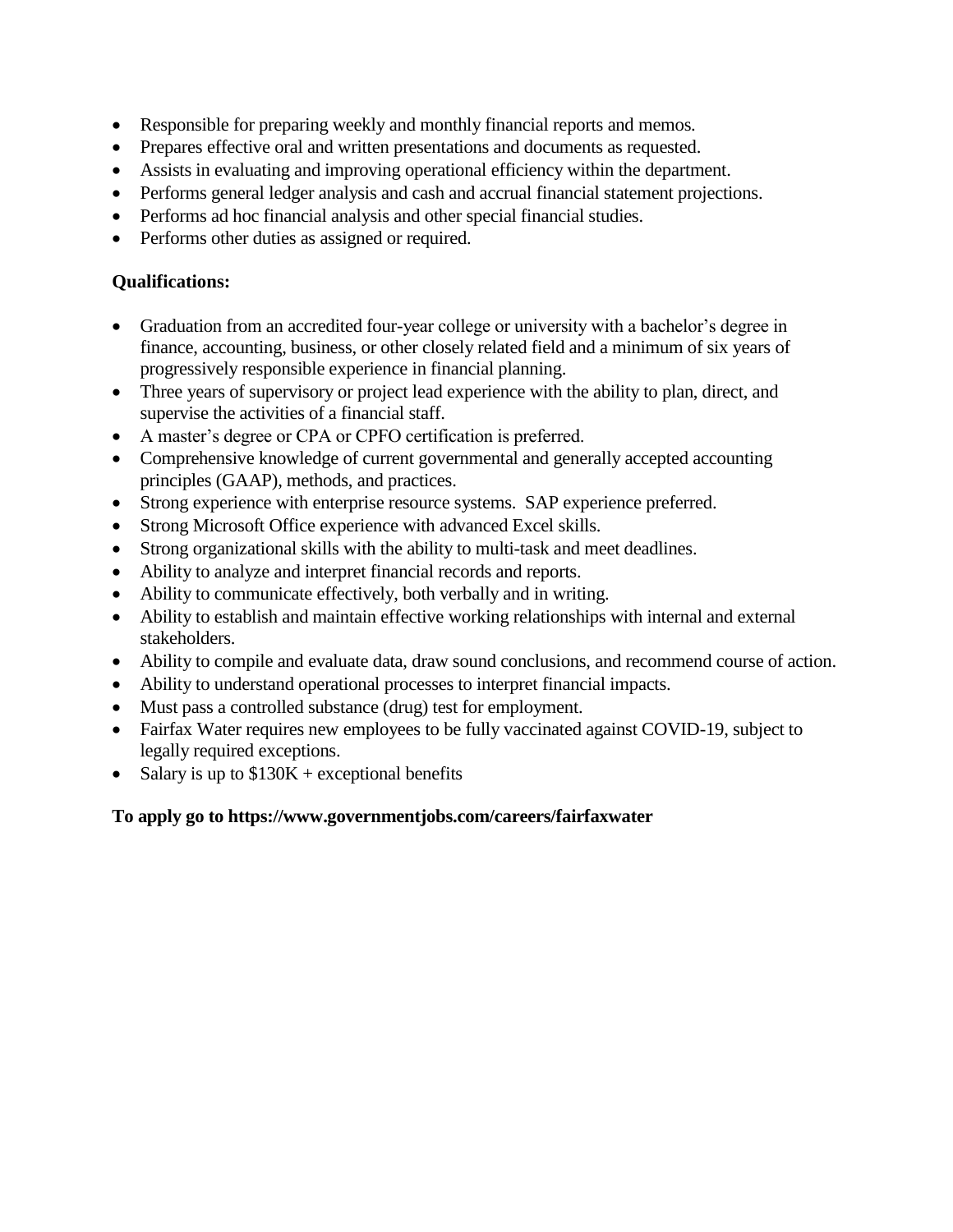- Responsible for preparing weekly and monthly financial reports and memos.
- Prepares effective oral and written presentations and documents as requested.
- Assists in evaluating and improving operational efficiency within the department.
- Performs general ledger analysis and cash and accrual financial statement projections.
- Performs ad hoc financial analysis and other special financial studies.
- Performs other duties as assigned or required.

**Qualifications:**

- Graduation from an accredited four-year college or university with a bachelor's degree in finance, accounting, business, or other closely related field and a minimum of six years of progressively responsible experience in financial planning.
- Three years of supervisory or project lead experience with the ability to plan, direct, and supervise the activities of a financial staff.
- A master's degree or CPA or CPFO certification is preferred.
- Comprehensive knowledge of current governmental and generally accepted accounting principles (GAAP), methods, and practices.
- Strong experience with enterprise resource systems. SAP experience preferred.
- Strong Microsoft Office experience with advanced Excel skills.
- Strong organizational skills with the ability to multi-task and meet deadlines.
- Ability to analyze and interpret financial records and reports.
- Ability to communicate effectively, both verbally and in writing.
- Ability to establish and maintain effective working relationships with internal and external stakeholders.
- Ability to compile and evaluate data, draw sound conclusions, and recommend course of action.
- Ability to understand operational processes to interpret financial impacts.
- Must pass a controlled substance (drug) test for employment.
- Fairfax Water requires new employees to be fully vaccinated against COVID-19, subject to legally required exceptions.
- Salary is up to $130K + exceptional benefits

**To apply go to https://www.governmentjobs.com/careers/fairfaxwater**